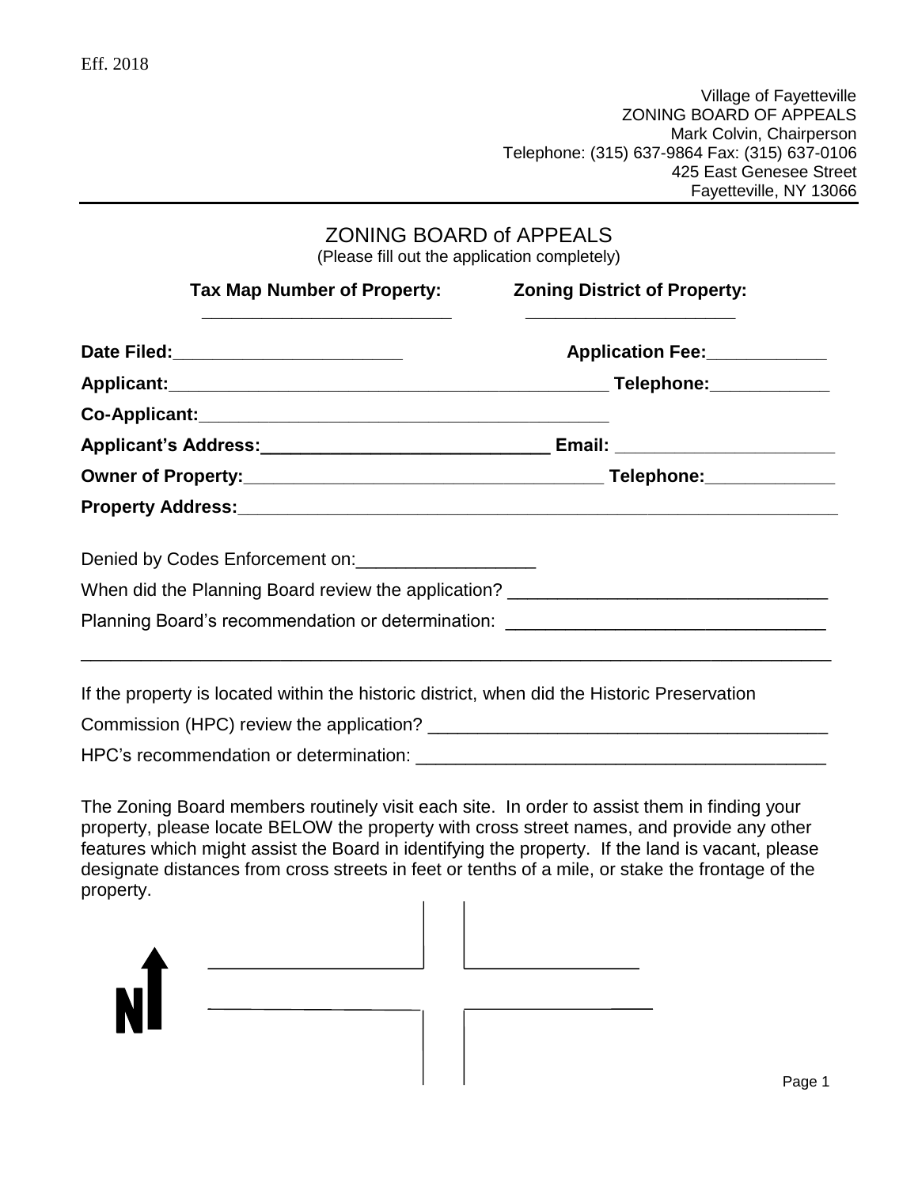Eff. 2018

Village of Fayetteville
ZONING BOARD OF APPEALS
Mark Colvin, Chairperson
Telephone: (315) 637-9864 Fax: (315) 637-0106
425 East Genesee Street
Fayetteville, NY 13066

# ZONING BOARD of APPEALS

(Please fill out the application completely)

**Tax Map Number of Property:** ________________________ **Zoning District of Property:** ____________________

**Date Filed:**______________________ **Application Fee:**____________

**Applicant:**____________________________________________ **Telephone:**____________

**Co-Applicant:**________________________________________

**Applicant's Address:**____________________________ **Email:** _____________________

**Owner of Property:**____________________________________ **Telephone:**_____________

**Property Address:**______________________________________________________________

Denied by Codes Enforcement on:_________________

When did the Planning Board review the application? ______________________________

Planning Board's recommendation or determination: ______________________________

__________________________________________________________________________

If the property is located within the historic district, when did the Historic Preservation Commission (HPC) review the application? ______________________________________

HPC's recommendation or determination: ______________________________________

The Zoning Board members routinely visit each site. In order to assist them in finding your property, please locate BELOW the property with cross street names, and provide any other features which might assist the Board in identifying the property. If the land is vacant, please designate distances from cross streets in feet or tenths of a mile, or stake the frontage of the property.

N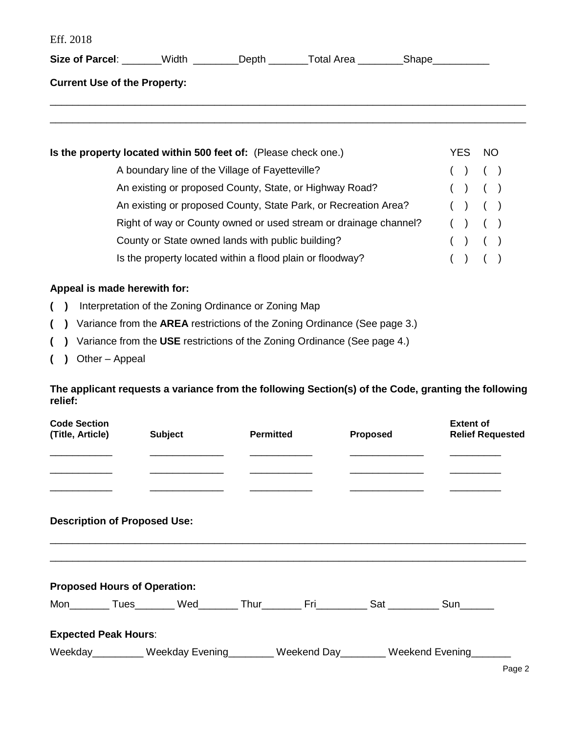Eff. 2018

**Size of Parcel**: _______Width ________Depth _______Total Area ________Shape__________

**Current Use of the Property:**

_______________________________________________________________________________

_______________________________________________________________________________

| **Is the property located within 500 feet of:** (Please check one.) | YES | NO |
|---|---|---|
| A boundary line of the Village of Fayetteville? | ( ) | ( ) |
| An existing or proposed County, State, or Highway Road? | ( ) | ( ) |
| An existing or proposed County, State Park, or Recreation Area? | ( ) | ( ) |
| Right of way or County owned or used stream or drainage channel? | ( ) | ( ) |
| County or State owned lands with public building? | ( ) | ( ) |
| Is the property located within a flood plain or floodway? | ( ) | ( ) |

**Appeal is made herewith for:**

**( )** Interpretation of the Zoning Ordinance or Zoning Map

**( )** Variance from the **AREA** restrictions of the Zoning Ordinance (See page 3.)

**( )** Variance from the **USE** restrictions of the Zoning Ordinance (See page 4.)

**( )** Other – Appeal

**The applicant requests a variance from the following Section(s) of the Code, granting the following relief:**

| **Code Section (Title, Article)** | **Subject** | **Permitted** | **Proposed** | **Extent of Relief Requested** |
|---|---|---|---|---|
| ___________ | _____________ | ___________ | _____________ | _________ |
| ___________ | _____________ | ___________ | _____________ | _________ |
| ___________ | _____________ | ___________ | _____________ | _________ |

**Description of Proposed Use:**

_______________________________________________________________________________

_______________________________________________________________________________

**Proposed Hours of Operation:**

Mon_______ Tues_______ Wed_______ Thur_______ Fri_________ Sat _________ Sun______

**Expected Peak Hours**:

Weekday_________ Weekday Evening________ Weekend Day________ Weekend Evening_______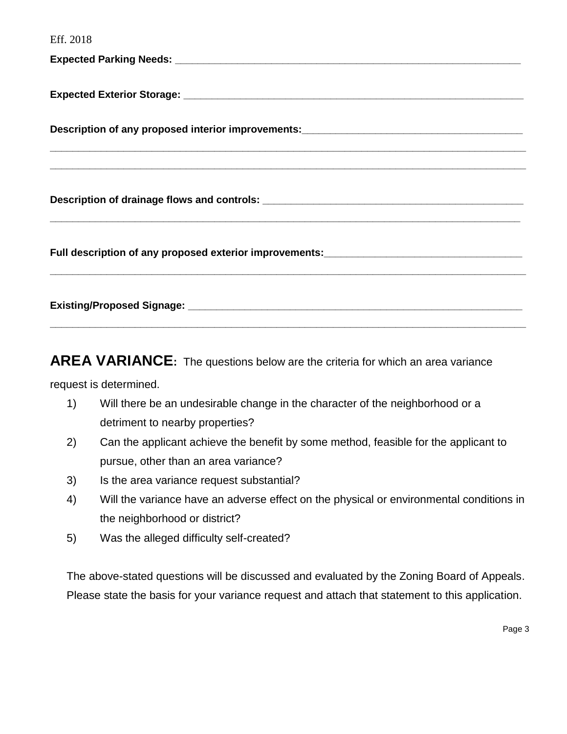Eff. 2018

**Expected Parking Needs:** ______________________________________________________________

**Expected Exterior Storage:** ______________________________________________________________

**Description of any proposed interior improvements:**______________________________________

__________________________________________________________________________________

__________________________________________________________________________________

**Description of drainage flows and controls:** _____________________________________________

__________________________________________________________________________________

**Full description of any proposed exterior improvements:**___________________________________

__________________________________________________________________________________

**Existing/Proposed Signage:** ______________________________________________________________

__________________________________________________________________________________

## AREA VARIANCE:

The questions below are the criteria for which an area variance request is determined.

1) Will there be an undesirable change in the character of the neighborhood or a detriment to nearby properties?
2) Can the applicant achieve the benefit by some method, feasible for the applicant to pursue, other than an area variance?
3) Is the area variance request substantial?
4) Will the variance have an adverse effect on the physical or environmental conditions in the neighborhood or district?
5) Was the alleged difficulty self-created?

The above-stated questions will be discussed and evaluated by the Zoning Board of Appeals. Please state the basis for your variance request and attach that statement to this application.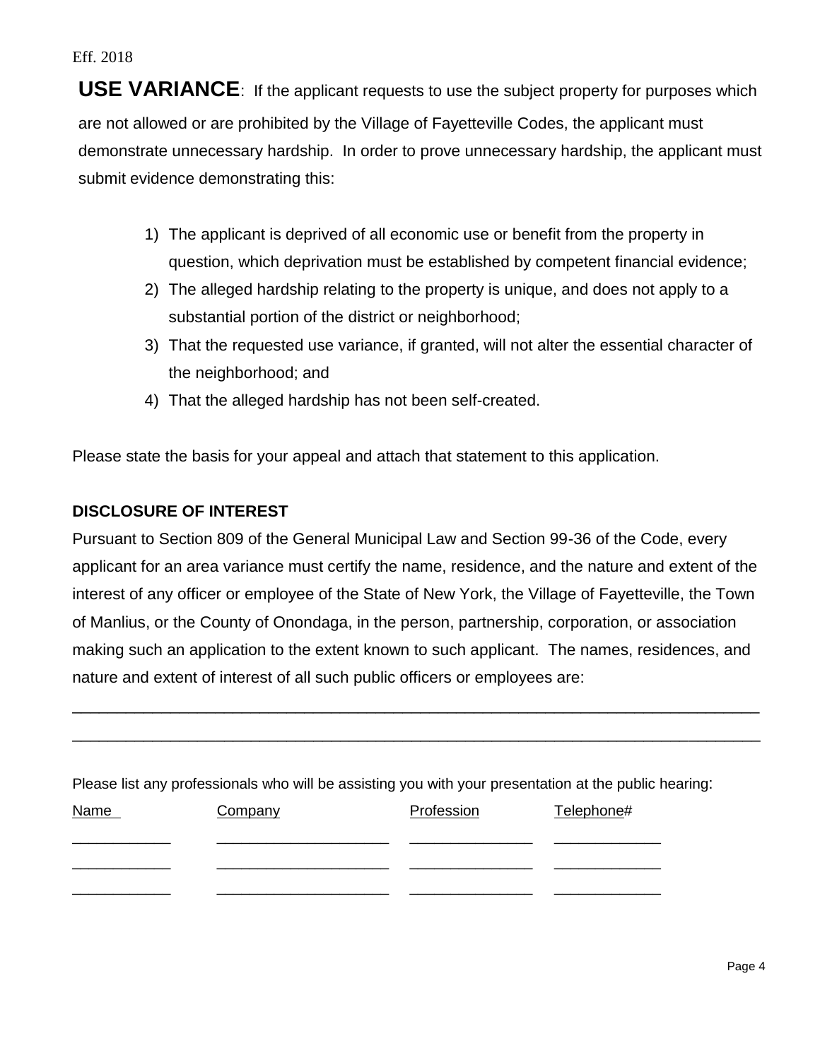Eff. 2018

**USE VARIANCE**: If the applicant requests to use the subject property for purposes which are not allowed or are prohibited by the Village of Fayetteville Codes, the applicant must demonstrate unnecessary hardship. In order to prove unnecessary hardship, the applicant must submit evidence demonstrating this:

1) The applicant is deprived of all economic use or benefit from the property in question, which deprivation must be established by competent financial evidence;
2) The alleged hardship relating to the property is unique, and does not apply to a substantial portion of the district or neighborhood;
3) That the requested use variance, if granted, will not alter the essential character of the neighborhood; and
4) That the alleged hardship has not been self-created.

Please state the basis for your appeal and attach that statement to this application.

**DISCLOSURE OF INTEREST**

Pursuant to Section 809 of the General Municipal Law and Section 99-36 of the Code, every applicant for an area variance must certify the name, residence, and the nature and extent of the interest of any officer or employee of the State of New York, the Village of Fayetteville, the Town of Manlius, or the County of Onondaga, in the person, partnership, corporation, or association making such an application to the extent known to such applicant. The names, residences, and nature and extent of interest of all such public officers or employees are:

_______________________________________________________________________________

_______________________________________________________________________________

Please list any professionals who will be assisting you with your presentation at the public hearing:

| Name | Company | Profession | Telephone# |
|---|---|---|---|
| ____________ | _____________________ | _______________ | _____________ |
| ____________ | _____________________ | _______________ | _____________ |
| ____________ | _____________________ | _______________ | _____________ |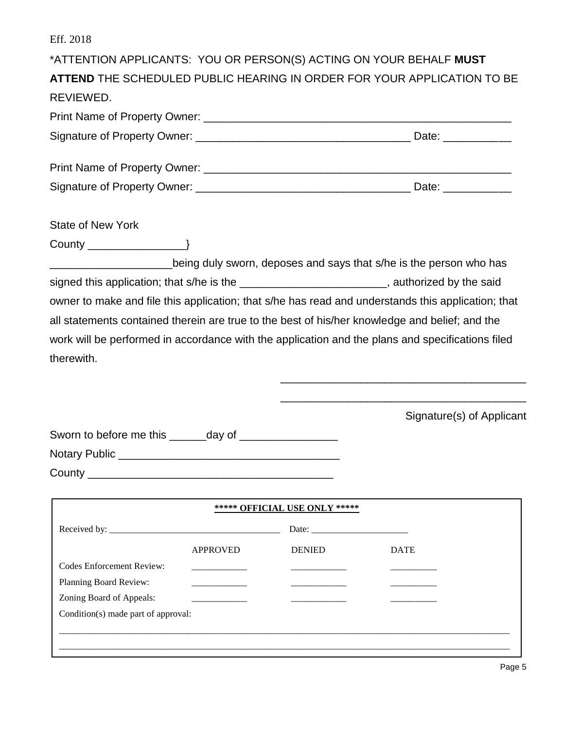Eff. 2018

*ATTENTION APPLICANTS: YOU OR PERSON(S) ACTING ON YOUR BEHALF **MUST ATTEND** THE SCHEDULED PUBLIC HEARING IN ORDER FOR YOUR APPLICATION TO BE REVIEWED.

Print Name of Property Owner: ____________________________________________________

Signature of Property Owner: ____________________________________ Date: ___________

Print Name of Property Owner: ____________________________________________________

Signature of Property Owner: ____________________________________ Date: ___________

State of New York

County ________________}

____________________being duly sworn, deposes and says that s/he is the person who has signed this application; that s/he is the ________________________, authorized by the said owner to make and file this application; that s/he has read and understands this application; that all statements contained therein are true to the best of his/her knowledge and belief; and the work will be performed in accordance with the application and the plans and specifications filed therewith.

________________________________________

________________________________________

Signature(s) of Applicant

Sworn to before me this ______day of ________________

Notary Public _____________________________________

County ________________________________________

**\*\*\*\*\* OFFICIAL USE ONLY \*\*\*\*\***

Received by: _____________________________________ Date: ______________________

| | APPROVED | DENIED | DATE |
|---|---|---|---|
| Codes Enforcement Review: | ____________ | ____________ | __________ |
| Planning Board Review: | ____________ | ____________ | __________ |
| Zoning Board of Appeals: | ____________ | ____________ | __________ |

Condition(s) made part of approval:

_____________________________________________________________________________________

_____________________________________________________________________________________